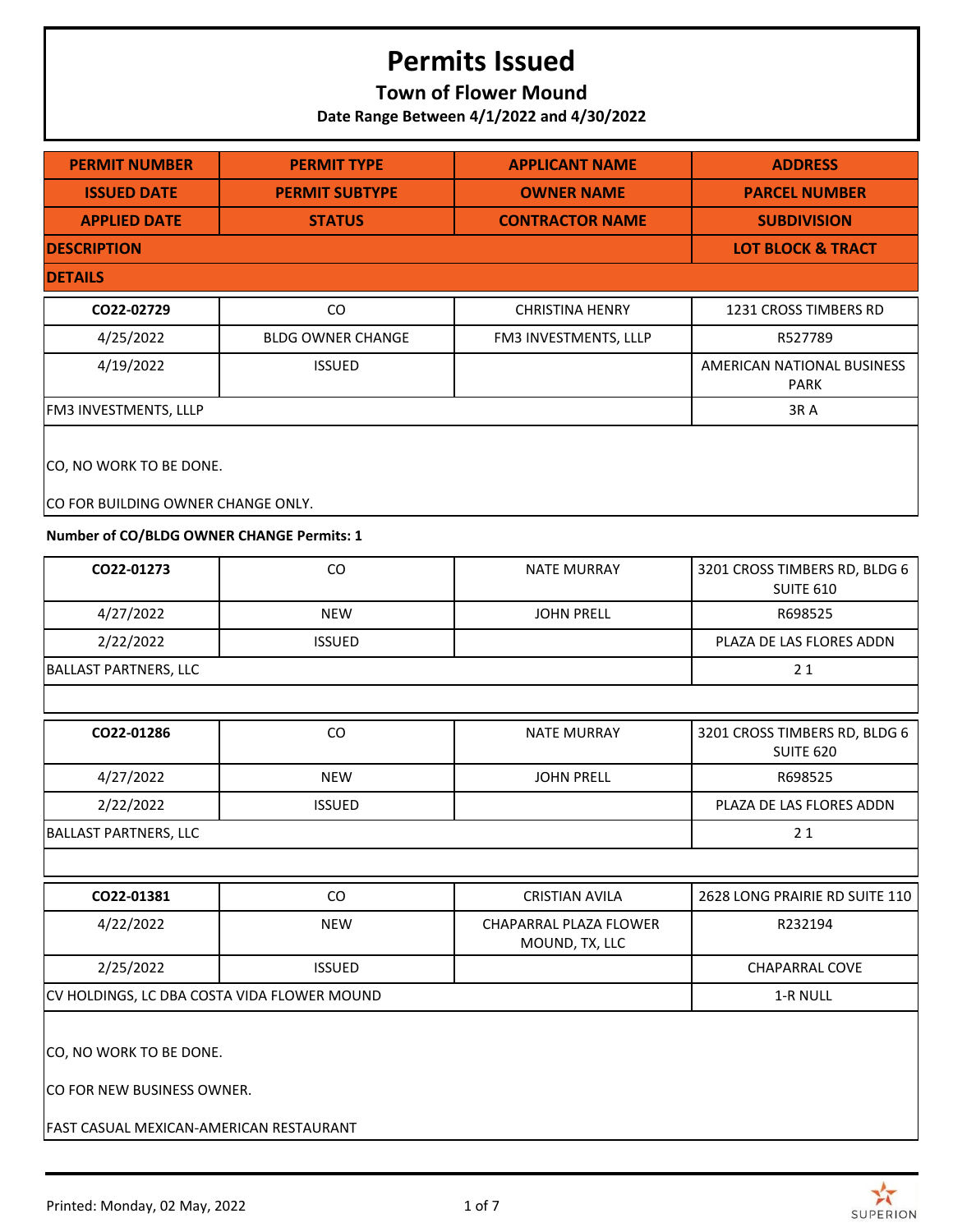# Permits Issued

## Town of Flower Mound

**Date Range Between 4/1/2022 and 4/30/2022**

| PERMIT NUMBER | PERMIT TYPE | APPLICANT NAME | ADDRESS |
|---|---|---|---|
| **ISSUED DATE** | **PERMIT SUBTYPE** | **OWNER NAME** | **PARCEL NUMBER** |
| **APPLIED DATE** | **STATUS** | **CONTRACTOR NAME** | **SUBDIVISION** |
| **DESCRIPTION** | | | **LOT BLOCK & TRACT** |
| **DETAILS** | | | |

| | | | |
|---|---|---|---|
| **CO22-02729** | CO | CHRISTINA HENRY | 1231 CROSS TIMBERS RD |
| 4/25/2022 | BLDG OWNER CHANGE | FM3 INVESTMENTS, LLLP | R527789 |
| 4/19/2022 | ISSUED | | AMERICAN NATIONAL BUSINESS PARK |
| FM3 INVESTMENTS, LLLP | | | 3R A |

CO, NO WORK TO BE DONE.

CO FOR BUILDING OWNER CHANGE ONLY.

**Number of CO/BLDG OWNER CHANGE Permits: 1**

| | | | |
|---|---|---|---|
| **CO22-01273** | CO | NATE MURRAY | 3201 CROSS TIMBERS RD, BLDG 6 SUITE 610 |
| 4/27/2022 | NEW | JOHN PRELL | R698525 |
| 2/22/2022 | ISSUED | | PLAZA DE LAS FLORES ADDN |
| BALLAST PARTNERS, LLC | | | 2 1 |

| | | | |
|---|---|---|---|
| **CO22-01286** | CO | NATE MURRAY | 3201 CROSS TIMBERS RD, BLDG 6 SUITE 620 |
| 4/27/2022 | NEW | JOHN PRELL | R698525 |
| 2/22/2022 | ISSUED | | PLAZA DE LAS FLORES ADDN |
| BALLAST PARTNERS, LLC | | | 2 1 |

| | | | |
|---|---|---|---|
| **CO22-01381** | CO | CRISTIAN AVILA | 2628 LONG PRAIRIE RD SUITE 110 |
| 4/22/2022 | NEW | CHAPARRAL PLAZA FLOWER MOUND, TX, LLC | R232194 |
| 2/25/2022 | ISSUED | | CHAPARRAL COVE |
| CV HOLDINGS, LC DBA COSTA VIDA FLOWER MOUND | | | 1-R NULL |

CO, NO WORK TO BE DONE.

CO FOR NEW BUSINESS OWNER.

FAST CASUAL MEXICAN-AMERICAN RESTAURANT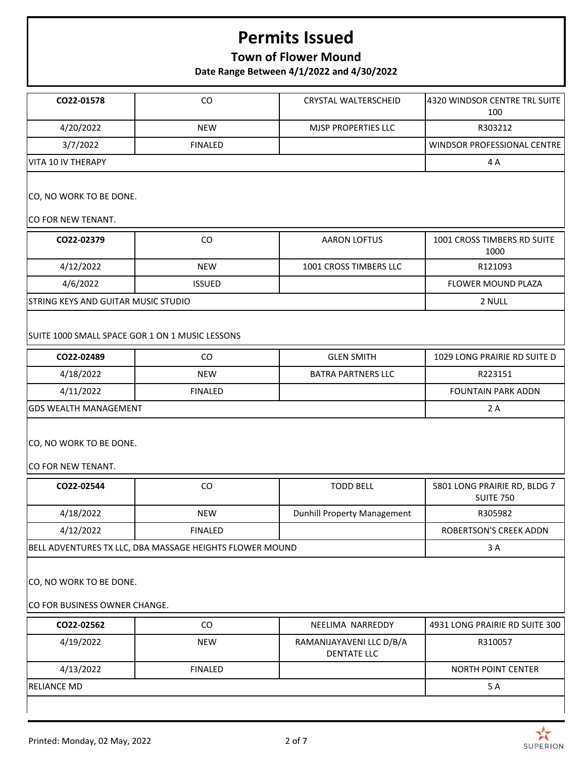# Permits Issued

## Town of Flower Mound

### Date Range Between 4/1/2022 and 4/30/2022

| CO22-01578 | CO | CRYSTAL WALTERSCHEID | 4320 WINDSOR CENTRE TRL SUITE 100 |
|---|---|---|---|
| 4/20/2022 | NEW | MJSP PROPERTIES LLC | R303212 |
| 3/7/2022 | FINALED | | WINDSOR PROFESSIONAL CENTRE |
| VITA 10 IV THERAPY | | | 4 A |

CO, NO WORK TO BE DONE.

CO FOR NEW TENANT.

| CO22-02379 | CO | AARON LOFTUS | 1001 CROSS TIMBERS RD SUITE 1000 |
|---|---|---|---|
| 4/12/2022 | NEW | 1001 CROSS TIMBERS LLC | R121093 |
| 4/6/2022 | ISSUED | | FLOWER MOUND PLAZA |
| STRING KEYS AND GUITAR MUSIC STUDIO | | | 2 NULL |

SUITE 1000 SMALL SPACE GOR 1 ON 1 MUSIC LESSONS

| CO22-02489 | CO | GLEN SMITH | 1029 LONG PRAIRIE RD SUITE D |
|---|---|---|---|
| 4/18/2022 | NEW | BATRA PARTNERS LLC | R223151 |
| 4/11/2022 | FINALED | | FOUNTAIN PARK ADDN |
| GDS WEALTH MANAGEMENT | | | 2 A |

CO, NO WORK TO BE DONE.

CO FOR NEW TENANT.

| CO22-02544 | CO | TODD BELL | 5801 LONG PRAIRIE RD, BLDG 7 SUITE 750 |
|---|---|---|---|
| 4/18/2022 | NEW | Dunhill Property Management | R305982 |
| 4/12/2022 | FINALED | | ROBERTSON'S CREEK ADDN |
| BELL ADVENTURES TX LLC, DBA MASSAGE HEIGHTS FLOWER MOUND | | | 3 A |

CO, NO WORK TO BE DONE.

CO FOR BUSINESS OWNER CHANGE.

| CO22-02562 | CO | NEELIMA NARREDDY | 4931 LONG PRAIRIE RD SUITE 300 |
|---|---|---|---|
| 4/19/2022 | NEW | RAMANIJAYAVENI LLC D/B/A DENTATE LLC | R310057 |
| 4/13/2022 | FINALED | | NORTH POINT CENTER |
| RELIANCE MD | | | 5 A |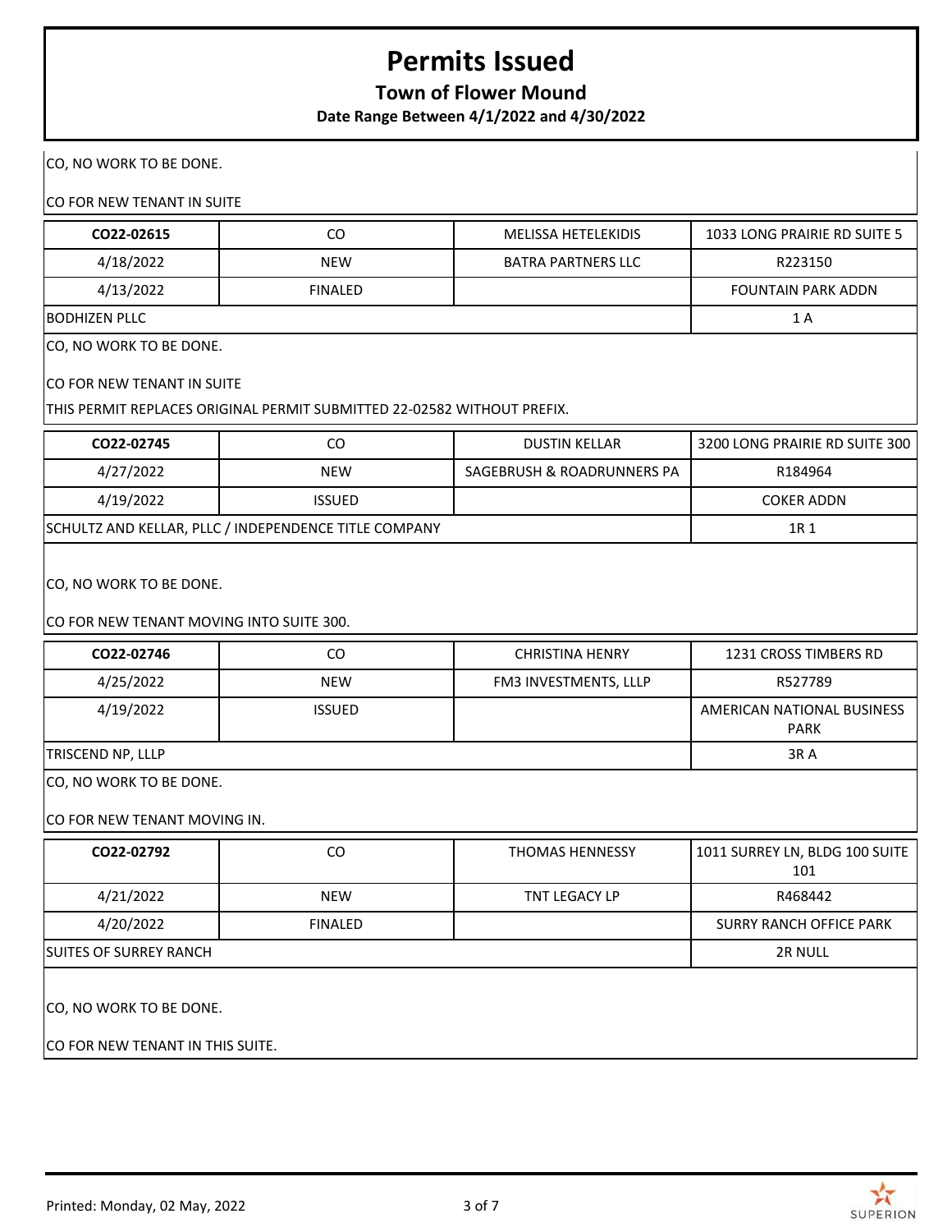# Permits Issued

**Town of Flower Mound**

**Date Range Between 4/1/2022 and 4/30/2022**

CO, NO WORK TO BE DONE.

CO FOR NEW TENANT IN SUITE

| **CO22-02615** | CO | MELISSA HETELEKIDIS | 1033 LONG PRAIRIE RD SUITE 5 |
|---|---|---|---|
| 4/18/2022 | NEW | BATRA PARTNERS LLC | R223150 |
| 4/13/2022 | FINALED | | FOUNTAIN PARK ADDN |
| BODHIZEN PLLC | | | 1 A |

CO, NO WORK TO BE DONE.

CO FOR NEW TENANT IN SUITE

THIS PERMIT REPLACES ORIGINAL PERMIT SUBMITTED 22-02582 WITHOUT PREFIX.

| **CO22-02745** | CO | DUSTIN KELLAR | 3200 LONG PRAIRIE RD SUITE 300 |
|---|---|---|---|
| 4/27/2022 | NEW | SAGEBRUSH & ROADRUNNERS PA | R184964 |
| 4/19/2022 | ISSUED | | COKER ADDN |
| SCHULTZ AND KELLAR, PLLC / INDEPENDENCE TITLE COMPANY | | | 1R 1 |

CO, NO WORK TO BE DONE.

CO FOR NEW TENANT MOVING INTO SUITE 300.

| **CO22-02746** | CO | CHRISTINA HENRY | 1231 CROSS TIMBERS RD |
|---|---|---|---|
| 4/25/2022 | NEW | FM3 INVESTMENTS, LLLP | R527789 |
| 4/19/2022 | ISSUED | | AMERICAN NATIONAL BUSINESS PARK |
| TRISCEND NP, LLLP | | | 3R A |

CO, NO WORK TO BE DONE.

CO FOR NEW TENANT MOVING IN.

| **CO22-02792** | CO | THOMAS HENNESSY | 1011 SURREY LN, BLDG 100 SUITE 101 |
|---|---|---|---|
| 4/21/2022 | NEW | TNT LEGACY LP | R468442 |
| 4/20/2022 | FINALED | | SURRY RANCH OFFICE PARK |
| SUITES OF SURREY RANCH | | | 2R NULL |

CO, NO WORK TO BE DONE.

CO FOR NEW TENANT IN THIS SUITE.

Printed: Monday, 02 May, 2022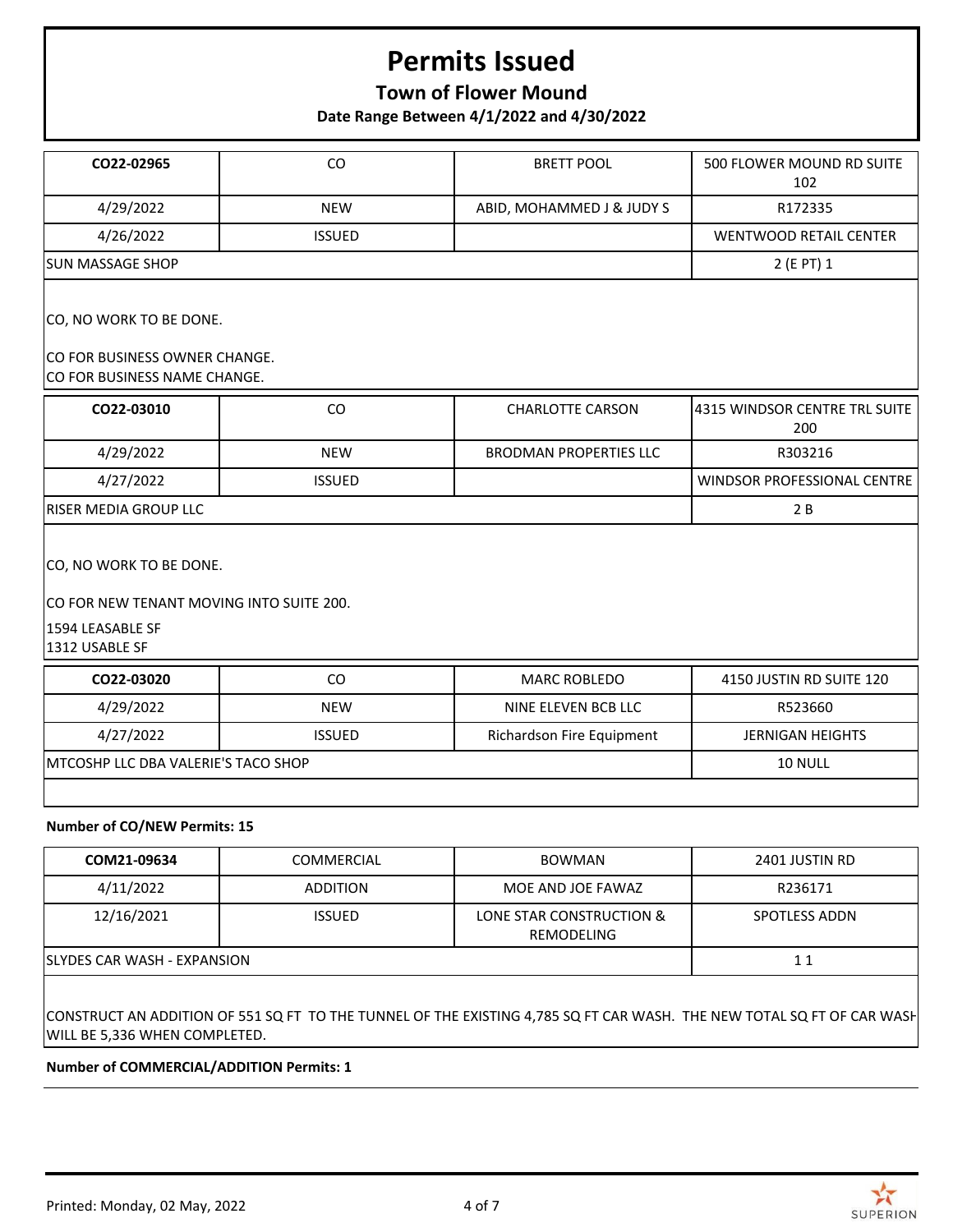# Permits Issued

## Town of Flower Mound

### Date Range Between 4/1/2022 and 4/30/2022

| **CO22-02965** | CO | BRETT POOL | 500 FLOWER MOUND RD SUITE 102 |
|---|---|---|---|
| 4/29/2022 | NEW | ABID, MOHAMMED J & JUDY S | R172335 |
| 4/26/2022 | ISSUED | | WENTWOOD RETAIL CENTER |
| SUN MASSAGE SHOP | | | 2 (E PT) 1 |

CO, NO WORK TO BE DONE.

CO FOR BUSINESS OWNER CHANGE.
CO FOR BUSINESS NAME CHANGE.

| **CO22-03010** | CO | CHARLOTTE CARSON | 4315 WINDSOR CENTRE TRL SUITE 200 |
|---|---|---|---|
| 4/29/2022 | NEW | BRODMAN PROPERTIES LLC | R303216 |
| 4/27/2022 | ISSUED | | WINDSOR PROFESSIONAL CENTRE |
| RISER MEDIA GROUP LLC | | | 2 B |

CO, NO WORK TO BE DONE.

CO FOR NEW TENANT MOVING INTO SUITE 200.

1594 LEASABLE SF
1312 USABLE SF

| **CO22-03020** | CO | MARC ROBLEDO | 4150 JUSTIN RD SUITE 120 |
|---|---|---|---|
| 4/29/2022 | NEW | NINE ELEVEN BCB LLC | R523660 |
| 4/27/2022 | ISSUED | Richardson Fire Equipment | JERNIGAN HEIGHTS |
| MTCOSHP LLC DBA VALERIE'S TACO SHOP | | | 10 NULL |

**Number of CO/NEW Permits: 15**

| **COM21-09634** | COMMERCIAL | BOWMAN | 2401 JUSTIN RD |
|---|---|---|---|
| 4/11/2022 | ADDITION | MOE AND JOE FAWAZ | R236171 |
| 12/16/2021 | ISSUED | LONE STAR CONSTRUCTION & REMODELING | SPOTLESS ADDN |
| SLYDES CAR WASH - EXPANSION | | | 1 1 |

CONSTRUCT AN ADDITION OF 551 SQ FT TO THE TUNNEL OF THE EXISTING 4,785 SQ FT CAR WASH. THE NEW TOTAL SQ FT OF CAR WASH WILL BE 5,336 WHEN COMPLETED.

**Number of COMMERCIAL/ADDITION Permits: 1**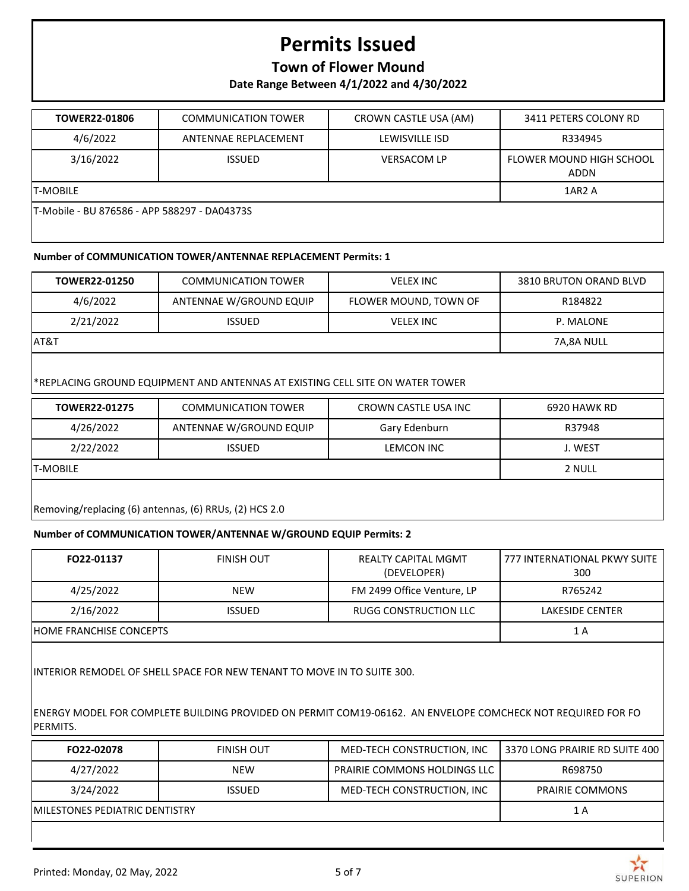# Permits Issued

## Town of Flower Mound

### Date Range Between 4/1/2022 and 4/30/2022

| TOWER22-01806 | COMMUNICATION TOWER | CROWN CASTLE USA (AM) | 3411 PETERS COLONY RD |
|---|---|---|---|
| 4/6/2022 | ANTENNAE REPLACEMENT | LEWISVILLE ISD | R334945 |
| 3/16/2022 | ISSUED | VERSACOM LP | FLOWER MOUND HIGH SCHOOL ADDN |
| T-MOBILE | | | 1AR2 A |

T-Mobile - BU 876586 - APP 588297 - DA04373S

**Number of COMMUNICATION TOWER/ANTENNAE REPLACEMENT Permits: 1**

| TOWER22-01250 | COMMUNICATION TOWER | VELEX INC | 3810 BRUTON ORAND BLVD |
|---|---|---|---|
| 4/6/2022 | ANTENNAE W/GROUND EQUIP | FLOWER MOUND, TOWN OF | R184822 |
| 2/21/2022 | ISSUED | VELEX INC | P. MALONE |
| AT&T | | | 7A,8A NULL |

*REPLACING GROUND EQUIPMENT AND ANTENNAS AT EXISTING CELL SITE ON WATER TOWER

| TOWER22-01275 | COMMUNICATION TOWER | CROWN CASTLE USA INC | 6920 HAWK RD |
|---|---|---|---|
| 4/26/2022 | ANTENNAE W/GROUND EQUIP | Gary Edenburn | R37948 |
| 2/22/2022 | ISSUED | LEMCON INC | J. WEST |
| T-MOBILE | | | 2 NULL |

Removing/replacing (6) antennas, (6) RRUs, (2) HCS 2.0

**Number of COMMUNICATION TOWER/ANTENNAE W/GROUND EQUIP Permits: 2**

| FO22-01137 | FINISH OUT | REALTY CAPITAL MGMT (DEVELOPER) | 777 INTERNATIONAL PKWY SUITE 300 |
|---|---|---|---|
| 4/25/2022 | NEW | FM 2499 Office Venture, LP | R765242 |
| 2/16/2022 | ISSUED | RUGG CONSTRUCTION LLC | LAKESIDE CENTER |
| HOME FRANCHISE CONCEPTS | | | 1 A |

INTERIOR REMODEL OF SHELL SPACE FOR NEW TENANT TO MOVE IN TO SUITE 300.

ENERGY MODEL FOR COMPLETE BUILDING PROVIDED ON PERMIT COM19-06162. AN ENVELOPE COMCHECK NOT REQUIRED FOR FO PERMITS.

| FO22-02078 | FINISH OUT | MED-TECH CONSTRUCTION, INC | 3370 LONG PRAIRIE RD SUITE 400 |
|---|---|---|---|
| 4/27/2022 | NEW | PRAIRIE COMMONS HOLDINGS LLC | R698750 |
| 3/24/2022 | ISSUED | MED-TECH CONSTRUCTION, INC | PRAIRIE COMMONS |
| MILESTONES PEDIATRIC DENTISTRY | | | 1 A |

Printed: Monday, 02 May, 2022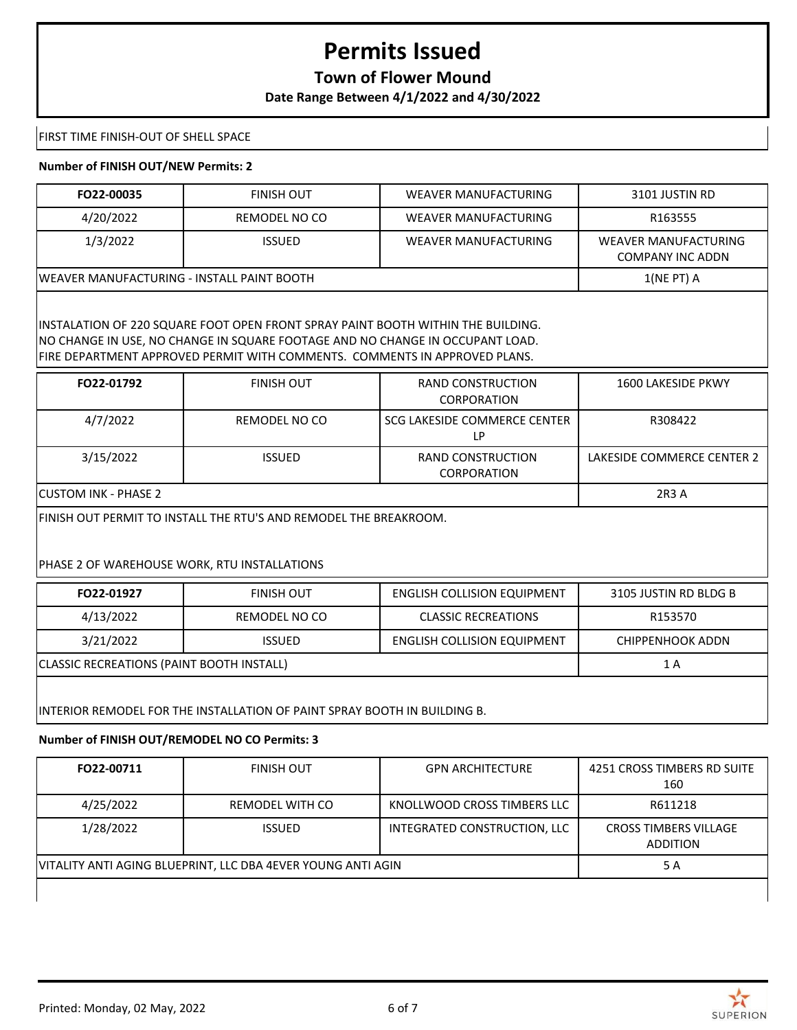# Permits Issued

## Town of Flower Mound

### Date Range Between 4/1/2022 and 4/30/2022

FIRST TIME FINISH-OUT OF SHELL SPACE

**Number of FINISH OUT/NEW Permits: 2**

| FO22-00035 | FINISH OUT | WEAVER MANUFACTURING | 3101 JUSTIN RD |
|---|---|---|---|
| 4/20/2022 | REMODEL NO CO | WEAVER MANUFACTURING | R163555 |
| 1/3/2022 | ISSUED | WEAVER MANUFACTURING | WEAVER MANUFACTURING COMPANY INC ADDN |
| WEAVER MANUFACTURING - INSTALL PAINT BOOTH | | | 1(NE PT) A |

INSTALATION OF 220 SQUARE FOOT OPEN FRONT SPRAY PAINT BOOTH WITHIN THE BUILDING.
NO CHANGE IN USE, NO CHANGE IN SQUARE FOOTAGE AND NO CHANGE IN OCCUPANT LOAD.
FIRE DEPARTMENT APPROVED PERMIT WITH COMMENTS. COMMENTS IN APPROVED PLANS.

| FO22-01792 | FINISH OUT | RAND CONSTRUCTION CORPORATION | 1600 LAKESIDE PKWY |
|---|---|---|---|
| 4/7/2022 | REMODEL NO CO | SCG LAKESIDE COMMERCE CENTER LP | R308422 |
| 3/15/2022 | ISSUED | RAND CONSTRUCTION CORPORATION | LAKESIDE COMMERCE CENTER 2 |
| CUSTOM INK - PHASE 2 | | | 2R3 A |

FINISH OUT PERMIT TO INSTALL THE RTU'S AND REMODEL THE BREAKROOM.

PHASE 2 OF WAREHOUSE WORK, RTU INSTALLATIONS

| FO22-01927 | FINISH OUT | ENGLISH COLLISION EQUIPMENT | 3105 JUSTIN RD BLDG B |
|---|---|---|---|
| 4/13/2022 | REMODEL NO CO | CLASSIC RECREATIONS | R153570 |
| 3/21/2022 | ISSUED | ENGLISH COLLISION EQUIPMENT | CHIPPENHOOK ADDN |
| CLASSIC RECREATIONS (PAINT BOOTH INSTALL) | | | 1 A |

INTERIOR REMODEL FOR THE INSTALLATION OF PAINT SPRAY BOOTH IN BUILDING B.

**Number of FINISH OUT/REMODEL NO CO Permits: 3**

| FO22-00711 | FINISH OUT | GPN ARCHITECTURE | 4251 CROSS TIMBERS RD SUITE 160 |
|---|---|---|---|
| 4/25/2022 | REMODEL WITH CO | KNOLLWOOD CROSS TIMBERS LLC | R611218 |
| 1/28/2022 | ISSUED | INTEGRATED CONSTRUCTION, LLC | CROSS TIMBERS VILLAGE ADDITION |
| VITALITY ANTI AGING BLUEPRINT, LLC DBA 4EVER YOUNG ANTI AGIN | | | 5 A |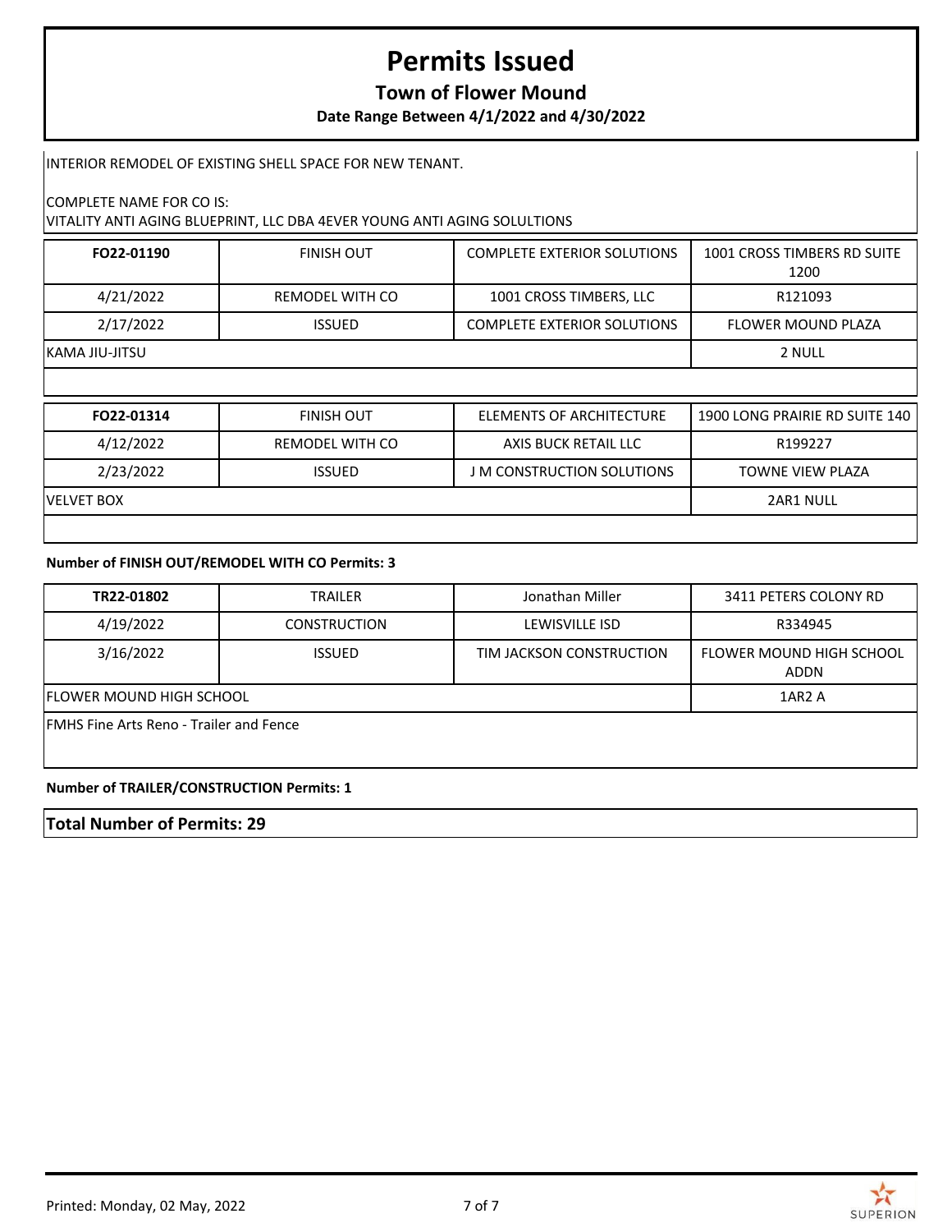# Permits Issued

## Town of Flower Mound

### Date Range Between 4/1/2022 and 4/30/2022

INTERIOR REMODEL OF EXISTING SHELL SPACE FOR NEW TENANT.

COMPLETE NAME FOR CO IS:
VITALITY ANTI AGING BLUEPRINT, LLC DBA 4EVER YOUNG ANTI AGING SOLULTIONS

| | | | |
|---|---|---|---|
| **FO22-01190** | FINISH OUT | COMPLETE EXTERIOR SOLUTIONS | 1001 CROSS TIMBERS RD SUITE 1200 |
| 4/21/2022 | REMODEL WITH CO | 1001 CROSS TIMBERS, LLC | R121093 |
| 2/17/2022 | ISSUED | COMPLETE EXTERIOR SOLUTIONS | FLOWER MOUND PLAZA |
| KAMA JIU-JITSU | | | 2 NULL |

| | | | |
|---|---|---|---|
| **FO22-01314** | FINISH OUT | ELEMENTS OF ARCHITECTURE | 1900 LONG PRAIRIE RD SUITE 140 |
| 4/12/2022 | REMODEL WITH CO | AXIS BUCK RETAIL LLC | R199227 |
| 2/23/2022 | ISSUED | J M CONSTRUCTION SOLUTIONS | TOWNE VIEW PLAZA |
| VELVET BOX | | | 2AR1 NULL |

**Number of FINISH OUT/REMODEL WITH CO Permits: 3**

| | | | |
|---|---|---|---|
| **TR22-01802** | TRAILER | Jonathan Miller | 3411 PETERS COLONY RD |
| 4/19/2022 | CONSTRUCTION | LEWISVILLE ISD | R334945 |
| 3/16/2022 | ISSUED | TIM JACKSON CONSTRUCTION | FLOWER MOUND HIGH SCHOOL ADDN |
| FLOWER MOUND HIGH SCHOOL | | | 1AR2 A |

FMHS Fine Arts Reno - Trailer and Fence

**Number of TRAILER/CONSTRUCTION Permits: 1**

**Total Number of Permits: 29**

Printed: Monday, 02 May, 2022